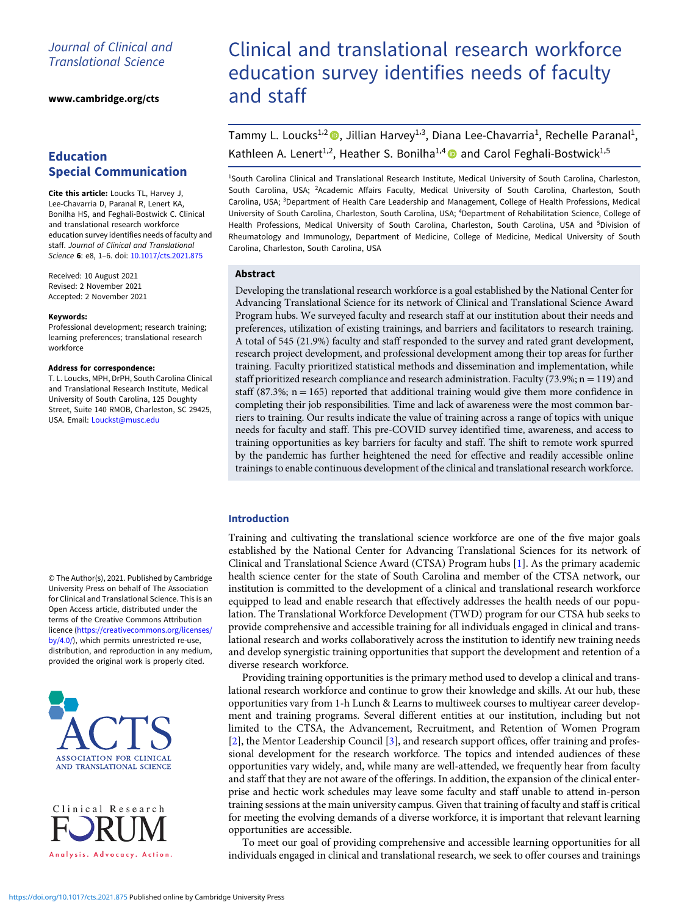Journal of Clinical and Translational Science

www.cambridge.org/cts

## Education Special Communication

**Cite this article:** Loucks TL, Harvey J, Lee-Chavarria D, Paranal R, Lenert KA, Bonilha HS, and Feghali-Bostwick C. Clinical and translational research workforce education survey identifies needs of faculty and staff. *Journal of Clinical and Translational Science* **6**: e8, 1–6. doi: 10.1017/cts.2021.875

Received: 10 August 2021
Revised: 2 November 2021
Accepted: 2 November 2021

**Keywords:**
Professional development; research training; learning preferences; translational research workforce

**Address for correspondence:**
T. L. Loucks, MPH, DrPH, South Carolina Clinical and Translational Research Institute, Medical University of South Carolina, 125 Doughty Street, Suite 140 RMOB, Charleston, SC 29425, USA. Email: Louckst@musc.edu

© The Author(s), 2021. Published by Cambridge University Press on behalf of The Association for Clinical and Translational Science. This is an Open Access article, distributed under the terms of the Creative Commons Attribution licence (https://creativecommons.org/licenses/by/4.0/), which permits unrestricted re-use, distribution, and reproduction in any medium, provided the original work is properly cited.

# Clinical and translational research workforce education survey identifies needs of faculty and staff

Tammy L. Loucks[1,2], Jillian Harvey[1,3], Diana Lee-Chavarria[1], Rechelle Paranal[1], Kathleen A. Lenert[1,2], Heather S. Bonilha[1,4] and Carol Feghali-Bostwick[1,5]

[1]South Carolina Clinical and Translational Research Institute, Medical University of South Carolina, Charleston, South Carolina, USA; [2]Academic Affairs Faculty, Medical University of South Carolina, Charleston, South Carolina, USA; [3]Department of Health Care Leadership and Management, College of Health Professions, Medical University of South Carolina, Charleston, South Carolina, USA; [4]Department of Rehabilitation Science, College of Health Professions, Medical University of South Carolina, Charleston, South Carolina, USA and [5]Division of Rheumatology and Immunology, Department of Medicine, College of Medicine, Medical University of South Carolina, Charleston, South Carolina, USA

## Abstract

Developing the translational research workforce is a goal established by the National Center for Advancing Translational Science for its network of Clinical and Translational Science Award Program hubs. We surveyed faculty and research staff at our institution about their needs and preferences, utilization of existing trainings, and barriers and facilitators to research training. A total of 545 (21.9%) faculty and staff responded to the survey and rated grant development, research project development, and professional development among their top areas for further training. Faculty prioritized statistical methods and dissemination and implementation, while staff prioritized research compliance and research administration. Faculty (73.9%; n = 119) and staff (87.3%; n = 165) reported that additional training would give them more confidence in completing their job responsibilities. Time and lack of awareness were the most common barriers to training. Our results indicate the value of training across a range of topics with unique needs for faculty and staff. This pre-COVID survey identified time, awareness, and access to training opportunities as key barriers for faculty and staff. The shift to remote work spurred by the pandemic has further heightened the need for effective and readily accessible online trainings to enable continuous development of the clinical and translational research workforce.

## Introduction

Training and cultivating the translational science workforce are one of the five major goals established by the National Center for Advancing Translational Sciences for its network of Clinical and Translational Science Award (CTSA) Program hubs [1]. As the primary academic health science center for the state of South Carolina and member of the CTSA network, our institution is committed to the development of a clinical and translational research workforce equipped to lead and enable research that effectively addresses the health needs of our population. The Translational Workforce Development (TWD) program for our CTSA hub seeks to provide comprehensive and accessible training for all individuals engaged in clinical and translational research and works collaboratively across the institution to identify new training needs and develop synergistic training opportunities that support the development and retention of a diverse research workforce.

Providing training opportunities is the primary method used to develop a clinical and translational research workforce and continue to grow their knowledge and skills. At our hub, these opportunities vary from 1-h Lunch & Learns to multiweek courses to multiyear career development and training programs. Several different entities at our institution, including but not limited to the CTSA, the Advancement, Recruitment, and Retention of Women Program [2], the Mentor Leadership Council [3], and research support offices, offer training and professional development for the research workforce. The topics and intended audiences of these opportunities vary widely, and, while many are well-attended, we frequently hear from faculty and staff that they are not aware of the offerings. In addition, the expansion of the clinical enterprise and hectic work schedules may leave some faculty and staff unable to attend in-person training sessions at the main university campus. Given that training of faculty and staff is critical for meeting the evolving demands of a diverse workforce, it is important that relevant learning opportunities are accessible.

To meet our goal of providing comprehensive and accessible learning opportunities for all individuals engaged in clinical and translational research, we seek to offer courses and trainings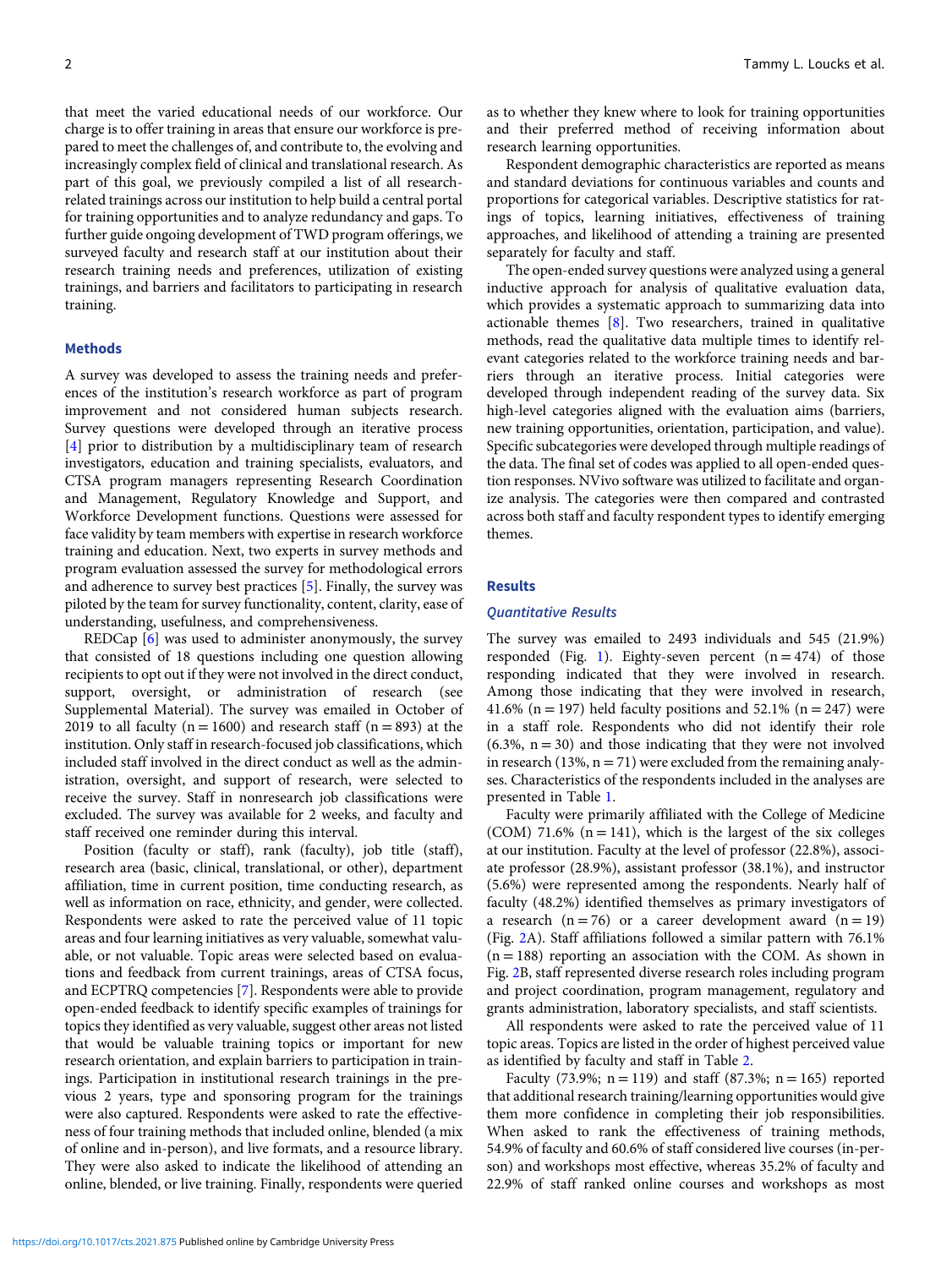that meet the varied educational needs of our workforce. Our charge is to offer training in areas that ensure our workforce is prepared to meet the challenges of, and contribute to, the evolving and increasingly complex field of clinical and translational research. As part of this goal, we previously compiled a list of all research-related trainings across our institution to help build a central portal for training opportunities and to analyze redundancy and gaps. To further guide ongoing development of TWD program offerings, we surveyed faculty and research staff at our institution about their research training needs and preferences, utilization of existing trainings, and barriers and facilitators to participating in research training.

## Methods

A survey was developed to assess the training needs and preferences of the institution's research workforce as part of program improvement and not considered human subjects research. Survey questions were developed through an iterative process [4] prior to distribution by a multidisciplinary team of research investigators, education and training specialists, evaluators, and CTSA program managers representing Research Coordination and Management, Regulatory Knowledge and Support, and Workforce Development functions. Questions were assessed for face validity by team members with expertise in research workforce training and education. Next, two experts in survey methods and program evaluation assessed the survey for methodological errors and adherence to survey best practices [5]. Finally, the survey was piloted by the team for survey functionality, content, clarity, ease of understanding, usefulness, and comprehensiveness.

REDCap [6] was used to administer anonymously, the survey that consisted of 18 questions including one question allowing recipients to opt out if they were not involved in the direct conduct, support, oversight, or administration of research (see Supplemental Material). The survey was emailed in October of 2019 to all faculty (n = 1600) and research staff (n = 893) at the institution. Only staff in research-focused job classifications, which included staff involved in the direct conduct as well as the administration, oversight, and support of research, were selected to receive the survey. Staff in nonresearch job classifications were excluded. The survey was available for 2 weeks, and faculty and staff received one reminder during this interval.

Position (faculty or staff), rank (faculty), job title (staff), research area (basic, clinical, translational, or other), department affiliation, time in current position, time conducting research, as well as information on race, ethnicity, and gender, were collected. Respondents were asked to rate the perceived value of 11 topic areas and four learning initiatives as very valuable, somewhat valuable, or not valuable. Topic areas were selected based on evaluations and feedback from current trainings, areas of CTSA focus, and ECPTRQ competencies [7]. Respondents were able to provide open-ended feedback to identify specific examples of trainings for topics they identified as very valuable, suggest other areas not listed that would be valuable training topics or important for new research orientation, and explain barriers to participation in trainings. Participation in institutional research trainings in the previous 2 years, type and sponsoring program for the trainings were also captured. Respondents were asked to rate the effectiveness of four training methods that included online, blended (a mix of online and in-person), and live formats, and a resource library. They were also asked to indicate the likelihood of attending an online, blended, or live training. Finally, respondents were queried as to whether they knew where to look for training opportunities and their preferred method of receiving information about research learning opportunities.

Respondent demographic characteristics are reported as means and standard deviations for continuous variables and counts and proportions for categorical variables. Descriptive statistics for ratings of topics, learning initiatives, effectiveness of training approaches, and likelihood of attending a training are presented separately for faculty and staff.

The open-ended survey questions were analyzed using a general inductive approach for analysis of qualitative evaluation data, which provides a systematic approach to summarizing data into actionable themes [8]. Two researchers, trained in qualitative methods, read the qualitative data multiple times to identify relevant categories related to the workforce training needs and barriers through an iterative process. Initial categories were developed through independent reading of the survey data. Six high-level categories aligned with the evaluation aims (barriers, new training opportunities, orientation, participation, and value). Specific subcategories were developed through multiple readings of the data. The final set of codes was applied to all open-ended question responses. NVivo software was utilized to facilitate and organize analysis. The categories were then compared and contrasted across both staff and faculty respondent types to identify emerging themes.

## Results

### Quantitative Results

The survey was emailed to 2493 individuals and 545 (21.9%) responded (Fig. 1). Eighty-seven percent (n = 474) of those responding indicated that they were involved in research. Among those indicating that they were involved in research, 41.6% (n = 197) held faculty positions and 52.1% (n = 247) were in a staff role. Respondents who did not identify their role (6.3%, n = 30) and those indicating that they were not involved in research (13%, n = 71) were excluded from the remaining analyses. Characteristics of the respondents included in the analyses are presented in Table 1.

Faculty were primarily affiliated with the College of Medicine (COM) 71.6% (n = 141), which is the largest of the six colleges at our institution. Faculty at the level of professor (22.8%), associate professor (28.9%), assistant professor (38.1%), and instructor (5.6%) were represented among the respondents. Nearly half of faculty (48.2%) identified themselves as primary investigators of a research (n = 76) or a career development award (n = 19) (Fig. 2A). Staff affiliations followed a similar pattern with 76.1% (n = 188) reporting an association with the COM. As shown in Fig. 2B, staff represented diverse research roles including program and project coordination, program management, regulatory and grants administration, laboratory specialists, and staff scientists.

All respondents were asked to rate the perceived value of 11 topic areas. Topics are listed in the order of highest perceived value as identified by faculty and staff in Table 2.

Faculty (73.9%; n = 119) and staff (87.3%; n = 165) reported that additional research training/learning opportunities would give them more confidence in completing their job responsibilities. When asked to rank the effectiveness of training methods, 54.9% of faculty and 60.6% of staff considered live courses (in-person) and workshops most effective, whereas 35.2% of faculty and 22.9% of staff ranked online courses and workshops as most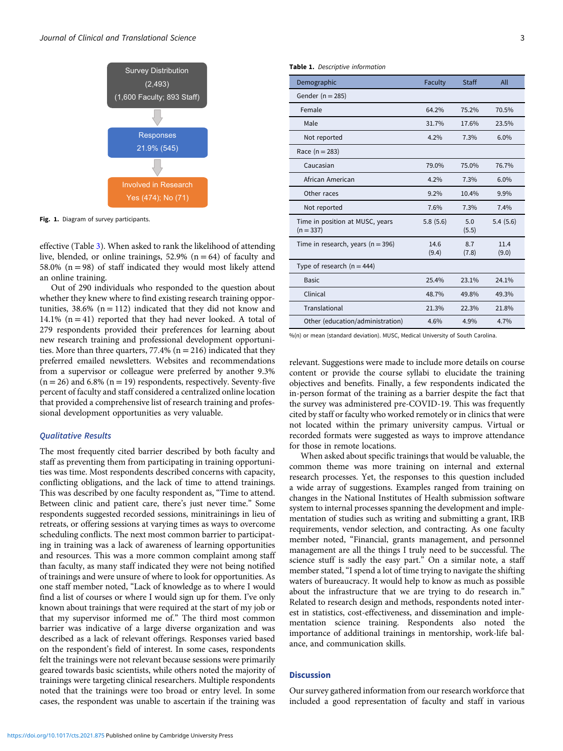Survey Distribution (2,493) (1,600 Faculty; 893 Staff) → Responses 21.9% (545) → Involved in Research Yes (474); No (71)

**Fig. 1.** Diagram of survey participants.

effective (Table 3). When asked to rank the likelihood of attending live, blended, or online trainings, 52.9% (n = 64) of faculty and 58.0% (n = 98) of staff indicated they would most likely attend an online training.

Out of 290 individuals who responded to the question about whether they knew where to find existing research training opportunities, 38.6% (n = 112) indicated that they did not know and 14.1% (n = 41) reported that they had never looked. A total of 279 respondents provided their preferences for learning about new research training and professional development opportunities. More than three quarters, 77.4% (n = 216) indicated that they preferred emailed newsletters. Websites and recommendations from a supervisor or colleague were preferred by another 9.3% (n = 26) and 6.8% (n = 19) respondents, respectively. Seventy-five percent of faculty and staff considered a centralized online location that provided a comprehensive list of research training and professional development opportunities as very valuable.

### Qualitative Results

The most frequently cited barrier described by both faculty and staff as preventing them from participating in training opportunities was time. Most respondents described concerns with capacity, conflicting obligations, and the lack of time to attend trainings. This was described by one faculty respondent as, "Time to attend. Between clinic and patient care, there's just never time." Some respondents suggested recorded sessions, minitrainings in lieu of retreats, or offering sessions at varying times as ways to overcome scheduling conflicts. The next most common barrier to participating in training was a lack of awareness of learning opportunities and resources. This was a more common complaint among staff than faculty, as many staff indicated they were not being notified of trainings and were unsure of where to look for opportunities. As one staff member noted, "Lack of knowledge as to where I would find a list of courses or where I would sign up for them. I've only known about trainings that were required at the start of my job or that my supervisor informed me of." The third most common barrier was indicative of a large diverse organization and was described as a lack of relevant offerings. Responses varied based on the respondent's field of interest. In some cases, respondents felt the trainings were not relevant because sessions were primarily geared towards basic scientists, while others noted the majority of trainings were targeting clinical researchers. Multiple respondents noted that the trainings were too broad or entry level. In some cases, the respondent was unable to ascertain if the training was relevant. Suggestions were made to include more details on course content or provide the course syllabi to elucidate the training objectives and benefits. Finally, a few respondents indicated the in-person format of the training as a barrier despite the fact that the survey was administered pre-COVID-19. This was frequently cited by staff or faculty who worked remotely or in clinics that were not located within the primary university campus. Virtual or recorded formats were suggested as ways to improve attendance for those in remote locations.

When asked about specific trainings that would be valuable, the common theme was more training on internal and external research processes. Yet, the responses to this question included a wide array of suggestions. Examples ranged from training on changes in the National Institutes of Health submission software system to internal processes spanning the development and implementation of studies such as writing and submitting a grant, IRB requirements, vendor selection, and contracting. As one faculty member noted, "Financial, grants management, and personnel management are all the things I truly need to be successful. The science stuff is sadly the easy part." On a similar note, a staff member stated, "I spend a lot of time trying to navigate the shifting waters of bureaucracy. It would help to know as much as possible about the infrastructure that we are trying to do research in." Related to research design and methods, respondents noted interest in statistics, cost-effectiveness, and dissemination and implementation science training. Respondents also noted the importance of additional trainings in mentorship, work-life balance, and communication skills.

**Table 1.** *Descriptive information*

| Demographic | Faculty | Staff | All |
|---|---|---|---|
| Gender (n = 285) | | | |
| Female | 64.2% | 75.2% | 70.5% |
| Male | 31.7% | 17.6% | 23.5% |
| Not reported | 4.2% | 7.3% | 6.0% |
| Race (n = 283) | | | |
| Caucasian | 79.0% | 75.0% | 76.7% |
| African American | 4.2% | 7.3% | 6.0% |
| Other races | 9.2% | 10.4% | 9.9% |
| Not reported | 7.6% | 7.3% | 7.4% |
| Time in position at MUSC, years (n = 337) | 5.8 (5.6) | 5.0 (5.5) | 5.4 (5.6) |
| Time in research, years (n = 396) | 14.6 (9.4) | 8.7 (7.8) | 11.4 (9.0) |
| Type of research (n = 444) | | | |
| Basic | 25.4% | 23.1% | 24.1% |
| Clinical | 48.7% | 49.8% | 49.3% |
| Translational | 21.3% | 22.3% | 21.8% |
| Other (education/administration) | 4.6% | 4.9% | 4.7% |

%(n) or mean (standard deviation). MUSC, Medical University of South Carolina.

## Discussion

Our survey gathered information from our research workforce that included a good representation of faculty and staff in various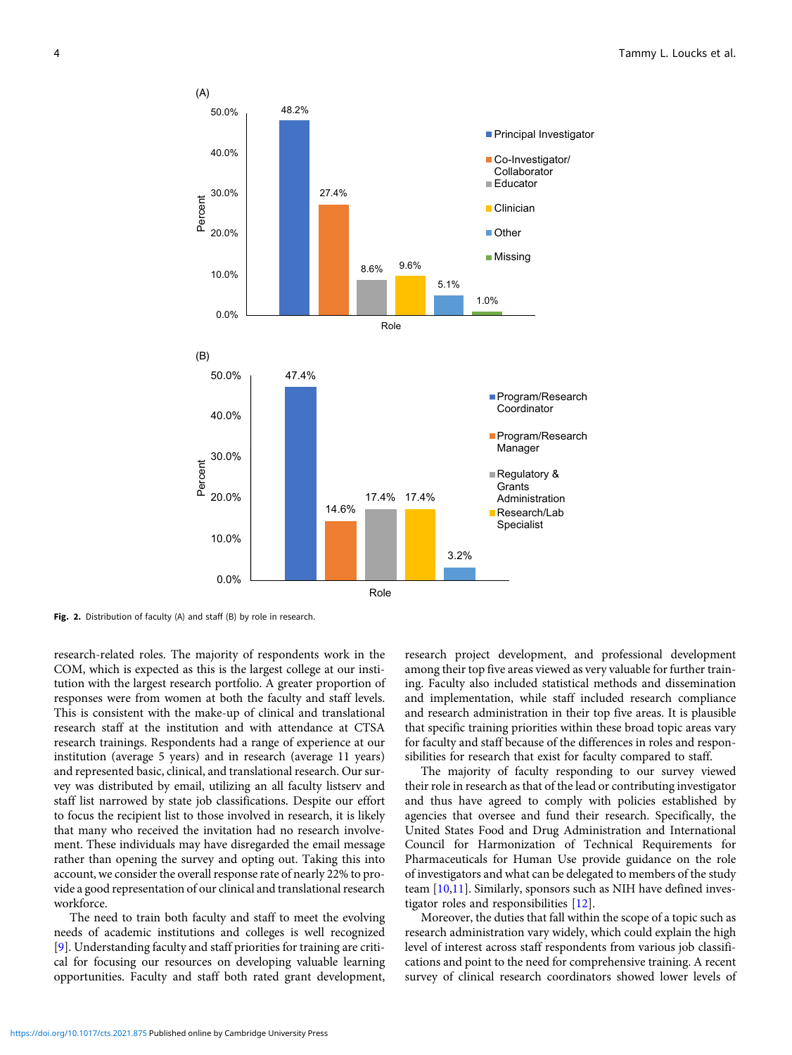Fig. 2. Distribution of faculty (A) and staff (B) by role in research.

research-related roles. The majority of respondents work in the COM, which is expected as this is the largest college at our institution with the largest research portfolio. A greater proportion of responses were from women at both the faculty and staff levels. This is consistent with the make-up of clinical and translational research staff at the institution and with attendance at CTSA research trainings. Respondents had a range of experience at our institution (average 5 years) and in research (average 11 years) and represented basic, clinical, and translational research. Our survey was distributed by email, utilizing an all faculty listserv and staff list narrowed by state job classifications. Despite our effort to focus the recipient list to those involved in research, it is likely that many who received the invitation had no research involvement. These individuals may have disregarded the email message rather than opening the survey and opting out. Taking this into account, we consider the overall response rate of nearly 22% to provide a good representation of our clinical and translational research workforce.

The need to train both faculty and staff to meet the evolving needs of academic institutions and colleges is well recognized [9]. Understanding faculty and staff priorities for training are critical for focusing our resources on developing valuable learning opportunities. Faculty and staff both rated grant development, research project development, and professional development among their top five areas viewed as very valuable for further training. Faculty also included statistical methods and dissemination and implementation, while staff included research compliance and research administration in their top five areas. It is plausible that specific training priorities within these broad topic areas vary for faculty and staff because of the differences in roles and responsibilities for research that exist for faculty compared to staff.

The majority of faculty responding to our survey viewed their role in research as that of the lead or contributing investigator and thus have agreed to comply with policies established by agencies that oversee and fund their research. Specifically, the United States Food and Drug Administration and International Council for Harmonization of Technical Requirements for Pharmaceuticals for Human Use provide guidance on the role of investigators and what can be delegated to members of the study team [10,11]. Similarly, sponsors such as NIH have defined investigator roles and responsibilities [12].

Moreover, the duties that fall within the scope of a topic such as research administration vary widely, which could explain the high level of interest across staff respondents from various job classifications and point to the need for comprehensive training. A recent survey of clinical research coordinators showed lower levels of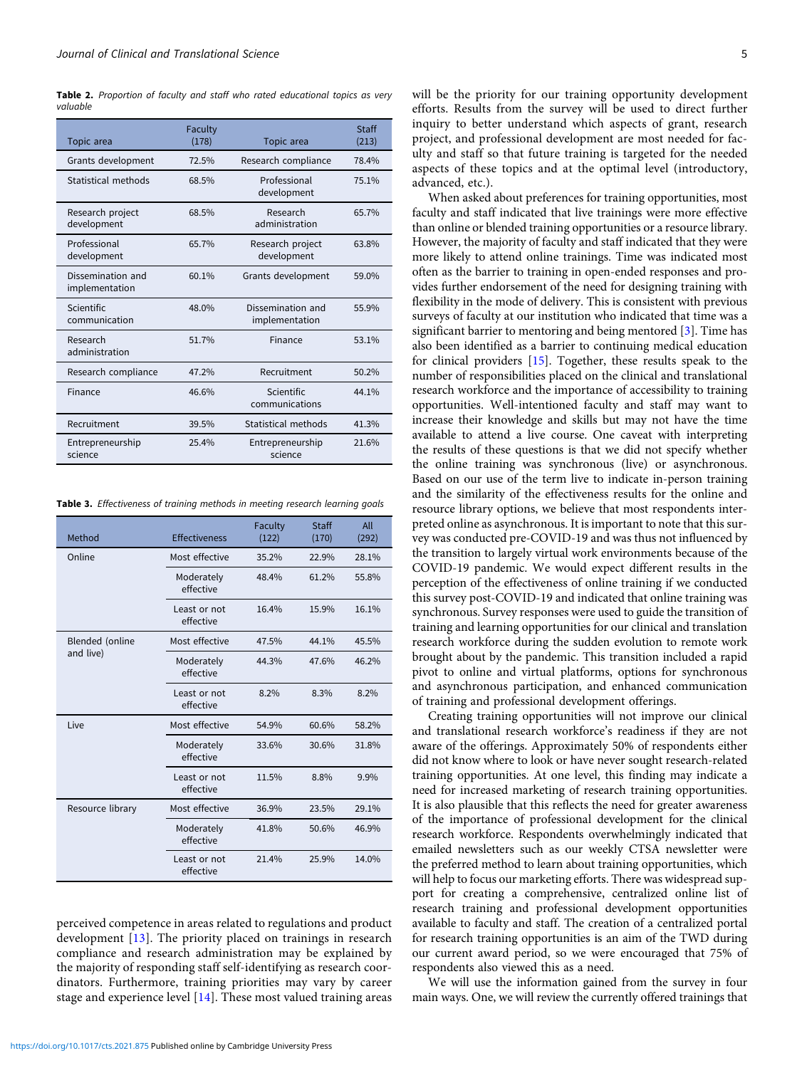**Table 2.** *Proportion of faculty and staff who rated educational topics as very valuable*

| Topic area | Faculty (178) | Topic area | Staff (213) |
|---|---|---|---|
| Grants development | 72.5% | Research compliance | 78.4% |
| Statistical methods | 68.5% | Professional development | 75.1% |
| Research project development | 68.5% | Research administration | 65.7% |
| Professional development | 65.7% | Research project development | 63.8% |
| Dissemination and implementation | 60.1% | Grants development | 59.0% |
| Scientific communication | 48.0% | Dissemination and implementation | 55.9% |
| Research administration | 51.7% | Finance | 53.1% |
| Research compliance | 47.2% | Recruitment | 50.2% |
| Finance | 46.6% | Scientific communications | 44.1% |
| Recruitment | 39.5% | Statistical methods | 41.3% |
| Entrepreneurship science | 25.4% | Entrepreneurship science | 21.6% |

**Table 3.** *Effectiveness of training methods in meeting research learning goals*

| Method | Effectiveness | Faculty (122) | Staff (170) | All (292) |
|---|---|---|---|---|
| Online | Most effective | 35.2% | 22.9% | 28.1% |
| | Moderately effective | 48.4% | 61.2% | 55.8% |
| | Least or not effective | 16.4% | 15.9% | 16.1% |
| Blended (online and live) | Most effective | 47.5% | 44.1% | 45.5% |
| | Moderately effective | 44.3% | 47.6% | 46.2% |
| | Least or not effective | 8.2% | 8.3% | 8.2% |
| Live | Most effective | 54.9% | 60.6% | 58.2% |
| | Moderately effective | 33.6% | 30.6% | 31.8% |
| | Least or not effective | 11.5% | 8.8% | 9.9% |
| Resource library | Most effective | 36.9% | 23.5% | 29.1% |
| | Moderately effective | 41.8% | 50.6% | 46.9% |
| | Least or not effective | 21.4% | 25.9% | 14.0% |

perceived competence in areas related to regulations and product development [13]. The priority placed on trainings in research compliance and research administration may be explained by the majority of responding staff self-identifying as research coordinators. Furthermore, training priorities may vary by career stage and experience level [14]. These most valued training areas will be the priority for our training opportunity development efforts. Results from the survey will be used to direct further inquiry to better understand which aspects of grant, research project, and professional development are most needed for faculty and staff so that future training is targeted for the needed aspects of these topics and at the optimal level (introductory, advanced, etc.).

When asked about preferences for training opportunities, most faculty and staff indicated that live trainings were more effective than online or blended training opportunities or a resource library. However, the majority of faculty and staff indicated that they were more likely to attend online trainings. Time was indicated most often as the barrier to training in open-ended responses and provides further endorsement of the need for designing training with flexibility in the mode of delivery. This is consistent with previous surveys of faculty at our institution who indicated that time was a significant barrier to mentoring and being mentored [3]. Time has also been identified as a barrier to continuing medical education for clinical providers [15]. Together, these results speak to the number of responsibilities placed on the clinical and translational research workforce and the importance of accessibility to training opportunities. Well-intentioned faculty and staff may want to increase their knowledge and skills but may not have the time available to attend a live course. One caveat with interpreting the results of these questions is that we did not specify whether the online training was synchronous (live) or asynchronous. Based on our use of the term live to indicate in-person training and the similarity of the effectiveness results for the online and resource library options, we believe that most respondents interpreted online as asynchronous. It is important to note that this survey was conducted pre-COVID-19 and was thus not influenced by the transition to largely virtual work environments because of the COVID-19 pandemic. We would expect different results in the perception of the effectiveness of online training if we conducted this survey post-COVID-19 and indicated that online training was synchronous. Survey responses were used to guide the transition of training and learning opportunities for our clinical and translation research workforce during the sudden evolution to remote work brought about by the pandemic. This transition included a rapid pivot to online and virtual platforms, options for synchronous and asynchronous participation, and enhanced communication of training and professional development offerings.

Creating training opportunities will not improve our clinical and translational research workforce's readiness if they are not aware of the offerings. Approximately 50% of respondents either did not know where to look or have never sought research-related training opportunities. At one level, this finding may indicate a need for increased marketing of research training opportunities. It is also plausible that this reflects the need for greater awareness of the importance of professional development for the clinical research workforce. Respondents overwhelmingly indicated that emailed newsletters such as our weekly CTSA newsletter were the preferred method to learn about training opportunities, which will help to focus our marketing efforts. There was widespread support for creating a comprehensive, centralized online list of research training and professional development opportunities available to faculty and staff. The creation of a centralized portal for research training opportunities is an aim of the TWD during our current award period, so we were encouraged that 75% of respondents also viewed this as a need.

We will use the information gained from the survey in four main ways. One, we will review the currently offered trainings that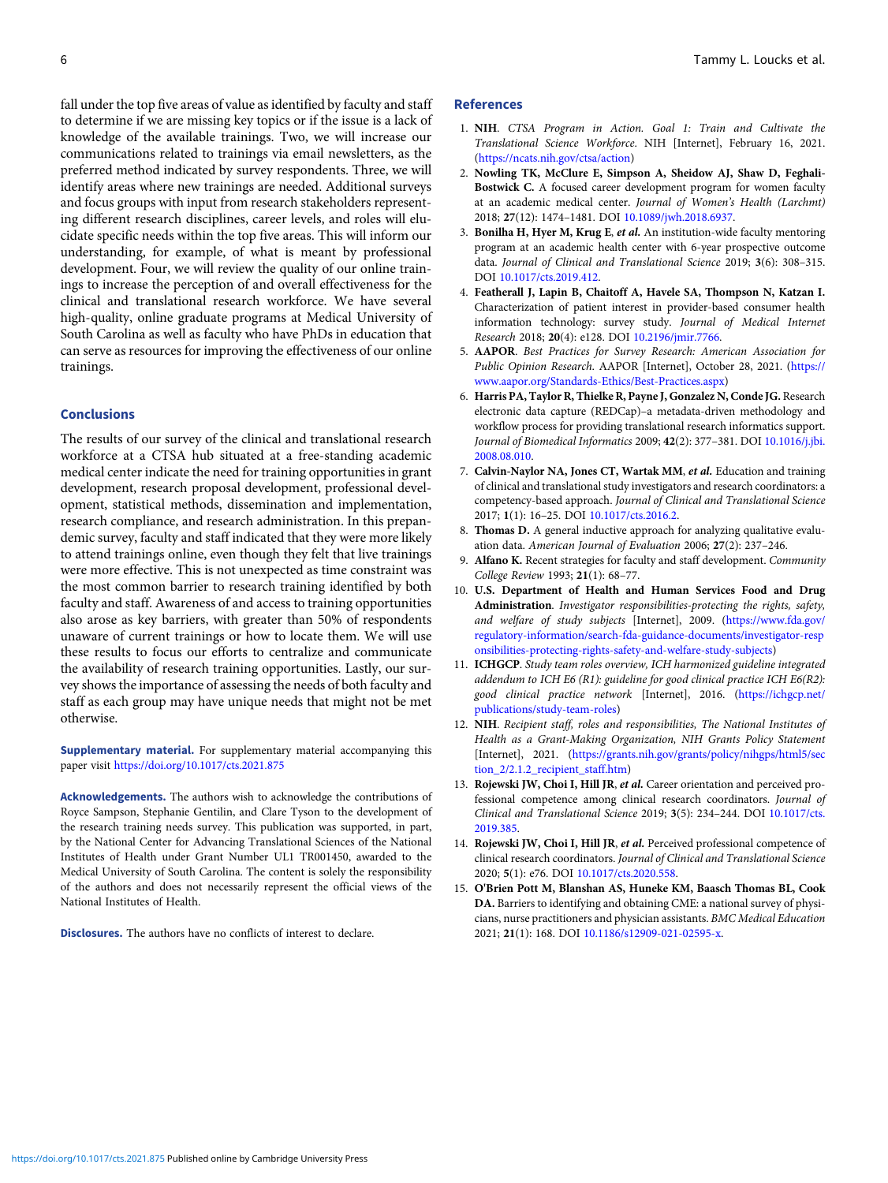fall under the top five areas of value as identified by faculty and staff to determine if we are missing key topics or if the issue is a lack of knowledge of the available trainings. Two, we will increase our communications related to trainings via email newsletters, as the preferred method indicated by survey respondents. Three, we will identify areas where new trainings are needed. Additional surveys and focus groups with input from research stakeholders representing different research disciplines, career levels, and roles will elucidate specific needs within the top five areas. This will inform our understanding, for example, of what is meant by professional development. Four, we will review the quality of our online trainings to increase the perception of and overall effectiveness for the clinical and translational research workforce. We have several high-quality, online graduate programs at Medical University of South Carolina as well as faculty who have PhDs in education that can serve as resources for improving the effectiveness of our online trainings.

## Conclusions

The results of our survey of the clinical and translational research workforce at a CTSA hub situated at a free-standing academic medical center indicate the need for training opportunities in grant development, research proposal development, professional development, statistical methods, dissemination and implementation, research compliance, and research administration. In this prepandemic survey, faculty and staff indicated that they were more likely to attend trainings online, even though they felt that live trainings were more effective. This is not unexpected as time constraint was the most common barrier to research training identified by both faculty and staff. Awareness of and access to training opportunities also arose as key barriers, with greater than 50% of respondents unaware of current trainings or how to locate them. We will use these results to focus our efforts to centralize and communicate the availability of research training opportunities. Lastly, our survey shows the importance of assessing the needs of both faculty and staff as each group may have unique needs that might not be met otherwise.

**Supplementary material.** For supplementary material accompanying this paper visit https://doi.org/10.1017/cts.2021.875

**Acknowledgements.** The authors wish to acknowledge the contributions of Royce Sampson, Stephanie Gentilin, and Clare Tyson to the development of the research training needs survey. This publication was supported, in part, by the National Center for Advancing Translational Sciences of the National Institutes of Health under Grant Number UL1 TR001450, awarded to the Medical University of South Carolina. The content is solely the responsibility of the authors and does not necessarily represent the official views of the National Institutes of Health.

**Disclosures.** The authors have no conflicts of interest to declare.

## References

1. **NIH**. *CTSA Program in Action. Goal 1: Train and Cultivate the Translational Science Workforce*. NIH [Internet], February 16, 2021. (https://ncats.nih.gov/ctsa/action)
2. **Nowling TK, McClure E, Simpson A, Sheidow AJ, Shaw D, Feghali-Bostwick C.** A focused career development program for women faculty at an academic medical center. *Journal of Women's Health (Larchmt)* 2018; **27**(12): 1474–1481. DOI 10.1089/jwh.2018.6937.
3. **Bonilha H, Hyer M, Krug E, *et al.*** An institution-wide faculty mentoring program at an academic health center with 6-year prospective outcome data. *Journal of Clinical and Translational Science* 2019; **3**(6): 308–315. DOI 10.1017/cts.2019.412.
4. **Featherall J, Lapin B, Chaitoff A, Havele SA, Thompson N, Katzan I.** Characterization of patient interest in provider-based consumer health information technology: survey study. *Journal of Medical Internet Research* 2018; **20**(4): e128. DOI 10.2196/jmir.7766.
5. **AAPOR**. *Best Practices for Survey Research: American Association for Public Opinion Research*. AAPOR [Internet], October 28, 2021. (https://www.aapor.org/Standards-Ethics/Best-Practices.aspx)
6. **Harris PA, Taylor R, Thielke R, Payne J, Gonzalez N, Conde JG.** Research electronic data capture (REDCap)–a metadata-driven methodology and workflow process for providing translational research informatics support. *Journal of Biomedical Informatics* 2009; **42**(2): 377–381. DOI 10.1016/j.jbi.2008.08.010.
7. **Calvin-Naylor NA, Jones CT, Wartak MM, *et al.*** Education and training of clinical and translational study investigators and research coordinators: a competency-based approach. *Journal of Clinical and Translational Science* 2017; **1**(1): 16–25. DOI 10.1017/cts.2016.2.
8. **Thomas D.** A general inductive approach for analyzing qualitative evaluation data. *American Journal of Evaluation* 2006; **27**(2): 237–246.
9. **Alfano K.** Recent strategies for faculty and staff development. *Community College Review* 1993; **21**(1): 68–77.
10. **U.S. Department of Health and Human Services Food and Drug Administration**. *Investigator responsibilities-protecting the rights, safety, and welfare of study subjects* [Internet], 2009. (https://www.fda.gov/regulatory-information/search-fda-guidance-documents/investigator-responsibilities-protecting-rights-safety-and-welfare-study-subjects)
11. **ICHGCP**. *Study team roles overview, ICH harmonized guideline integrated addendum to ICH E6 (R1): guideline for good clinical practice ICH E6(R2): good clinical practice network* [Internet], 2016. (https://ichgcp.net/publications/study-team-roles)
12. **NIH**. *Recipient staff, roles and responsibilities, The National Institutes of Health as a Grant-Making Organization, NIH Grants Policy Statement* [Internet], 2021. (https://grants.nih.gov/grants/policy/nihgps/html5/section_2/2.1.2_recipient_staff.htm)
13. **Rojewski JW, Choi I, Hill JR, *et al.*** Career orientation and perceived professional competence among clinical research coordinators. *Journal of Clinical and Translational Science* 2019; **3**(5): 234–244. DOI 10.1017/cts.2019.385.
14. **Rojewski JW, Choi I, Hill JR, *et al.*** Perceived professional competence of clinical research coordinators. *Journal of Clinical and Translational Science* 2020; **5**(1): e76. DOI 10.1017/cts.2020.558.
15. **O'Brien Pott M, Blanshan AS, Huneke KM, Baasch Thomas BL, Cook DA.** Barriers to identifying and obtaining CME: a national survey of physicians, nurse practitioners and physician assistants. *BMC Medical Education* 2021; **21**(1): 168. DOI 10.1186/s12909-021-02595-x.